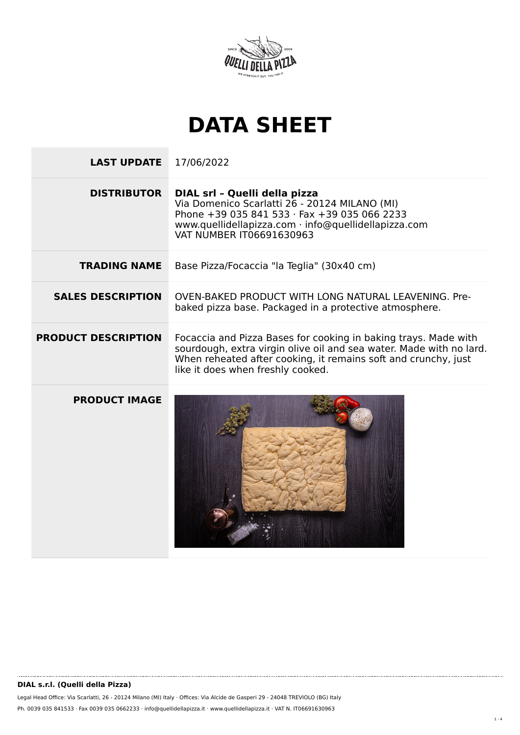# DATA SHEET

| | |
|---|---|
| **LAST UPDATE** | 17/06/2022 |
| **DISTRIBUTOR** | **DIAL srl – Quelli della pizza**<br>Via Domenico Scarlatti 26 - 20124 MILANO (MI)<br>Phone +39 035 841 533 · Fax +39 035 066 2233<br>www.quellidellapizza.com · info@quellidellapizza.com<br>VAT NUMBER IT06691630963 |
| **TRADING NAME** | Base Pizza/Focaccia "la Teglia" (30x40 cm) |
| **SALES DESCRIPTION** | OVEN-BAKED PRODUCT WITH LONG NATURAL LEAVENING. Pre-baked pizza base. Packaged in a protective atmosphere. |
| **PRODUCT DESCRIPTION** | Focaccia and Pizza Bases for cooking in baking trays. Made with sourdough, extra virgin olive oil and sea water. Made with no lard. When reheated after cooking, it remains soft and crunchy, just like it does when freshly cooked. |
| **PRODUCT IMAGE** | |

**DIAL s.r.l. (Quelli della Pizza)**

Legal Head Office: Via Scarlatti, 26 - 20124 Milano (MI) Italy · Offices: Via Alcide de Gasperi 29 - 24048 TREVIOLO (BG) Italy

Ph. 0039 035 841533 · Fax 0039 035 0662233 · info@quellidellapizza.it · www.quellidellapizza.it · VAT N. IT06691630963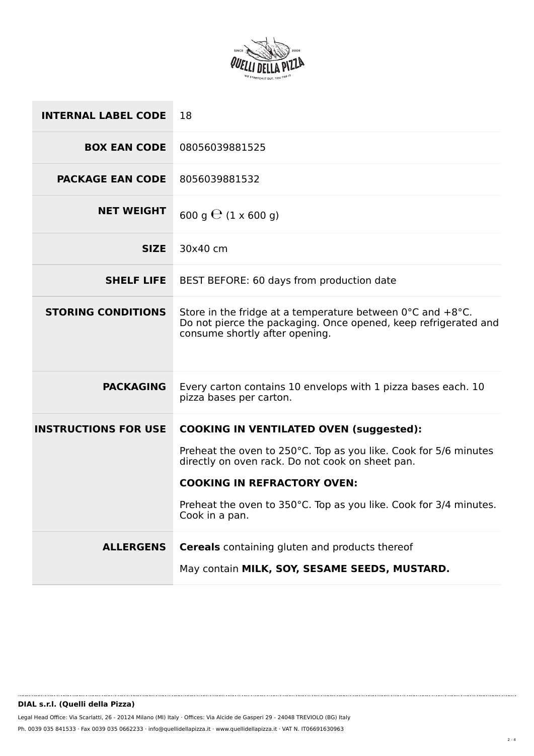| | |
|---|---|
| **INTERNAL LABEL CODE** | 18 |
| **BOX EAN CODE** | 08056039881525 |
| **PACKAGE EAN CODE** | 8056039881532 |
| **NET WEIGHT** | 600 g ℮ (1 x 600 g) |
| **SIZE** | 30x40 cm |
| **SHELF LIFE** | BEST BEFORE: 60 days from production date |
| **STORING CONDITIONS** | Store in the fridge at a temperature between 0°C and +8°C. Do not pierce the packaging. Once opened, keep refrigerated and consume shortly after opening. |
| **PACKAGING** | Every carton contains 10 envelops with 1 pizza bases each. 10 pizza bases per carton. |
| **INSTRUCTIONS FOR USE** | **COOKING IN VENTILATED OVEN (suggested):**<br><br>Preheat the oven to 250°C. Top as you like. Cook for 5/6 minutes directly on oven rack. Do not cook on sheet pan.<br><br>**COOKING IN REFRACTORY OVEN:**<br><br>Preheat the oven to 350°C. Top as you like. Cook for 3/4 minutes. Cook in a pan. |
| **ALLERGENS** | **Cereals** containing gluten and products thereof<br><br>May contain **MILK, SOY, SESAME SEEDS, MUSTARD.** |

**DIAL s.r.l. (Quelli della Pizza)**

Legal Head Office: Via Scarlatti, 26 - 20124 Milano (MI) Italy · Offices: Via Alcide de Gasperi 29 - 24048 TREVIOLO (BG) Italy

Ph. 0039 035 841533 · Fax 0039 035 0662233 · info@quellidellapizza.it · www.quellidellapizza.it · VAT N. IT06691630963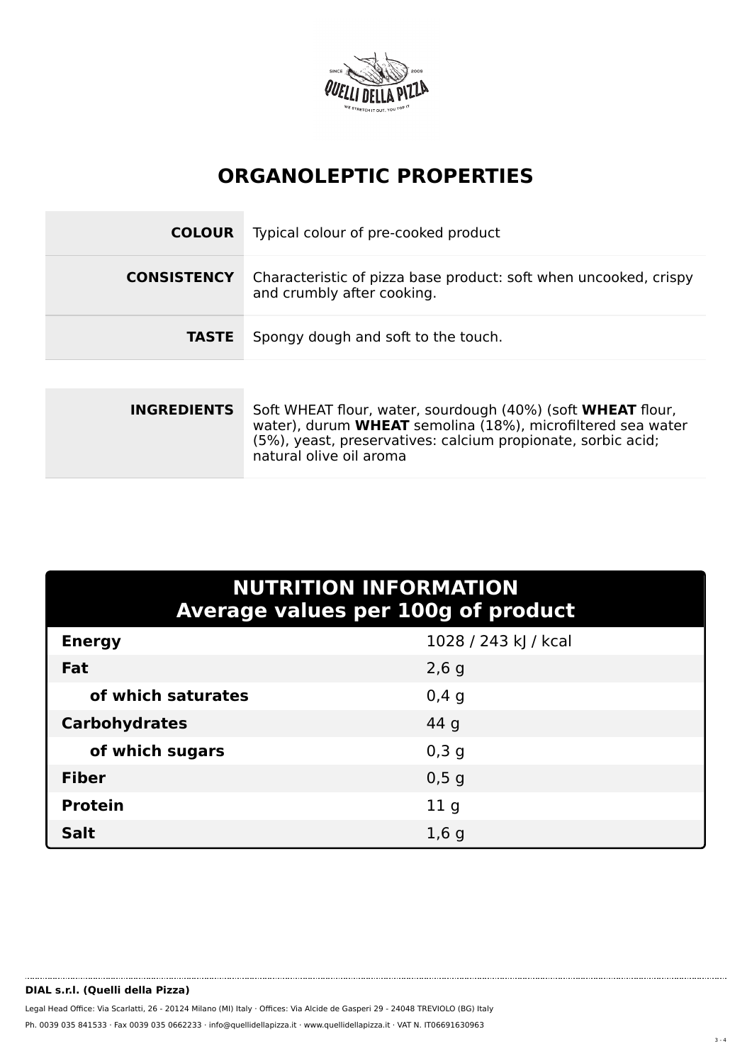# ORGANOLEPTIC PROPERTIES

| | |
|---|---|
| **COLOUR** | Typical colour of pre-cooked product |
| **CONSISTENCY** | Characteristic of pizza base product: soft when uncooked, crispy and crumbly after cooking. |
| **TASTE** | Spongy dough and soft to the touch. |

| | |
|---|---|
| **INGREDIENTS** | Soft WHEAT flour, water, sourdough (40%) (soft **WHEAT** flour, water), durum **WHEAT** semolina (18%), microfiltered sea water (5%), yeast, preservatives: calcium propionate, sorbic acid; natural olive oil aroma |

## NUTRITION INFORMATION
## Average values per 100g of product

| | |
|---|---|
| **Energy** | 1028 / 243 kJ / kcal |
| **Fat** | 2,6 g |
| **of which saturates** | 0,4 g |
| **Carbohydrates** | 44 g |
| **of which sugars** | 0,3 g |
| **Fiber** | 0,5 g |
| **Protein** | 11 g |
| **Salt** | 1,6 g |

**DIAL s.r.l. (Quelli della Pizza)**

Legal Head Office: Via Scarlatti, 26 - 20124 Milano (MI) Italy · Offices: Via Alcide de Gasperi 29 - 24048 TREVIOLO (BG) Italy

Ph. 0039 035 841533 · Fax 0039 035 0662233 · info@quellidellapizza.it · www.quellidellapizza.it · VAT N. IT06691630963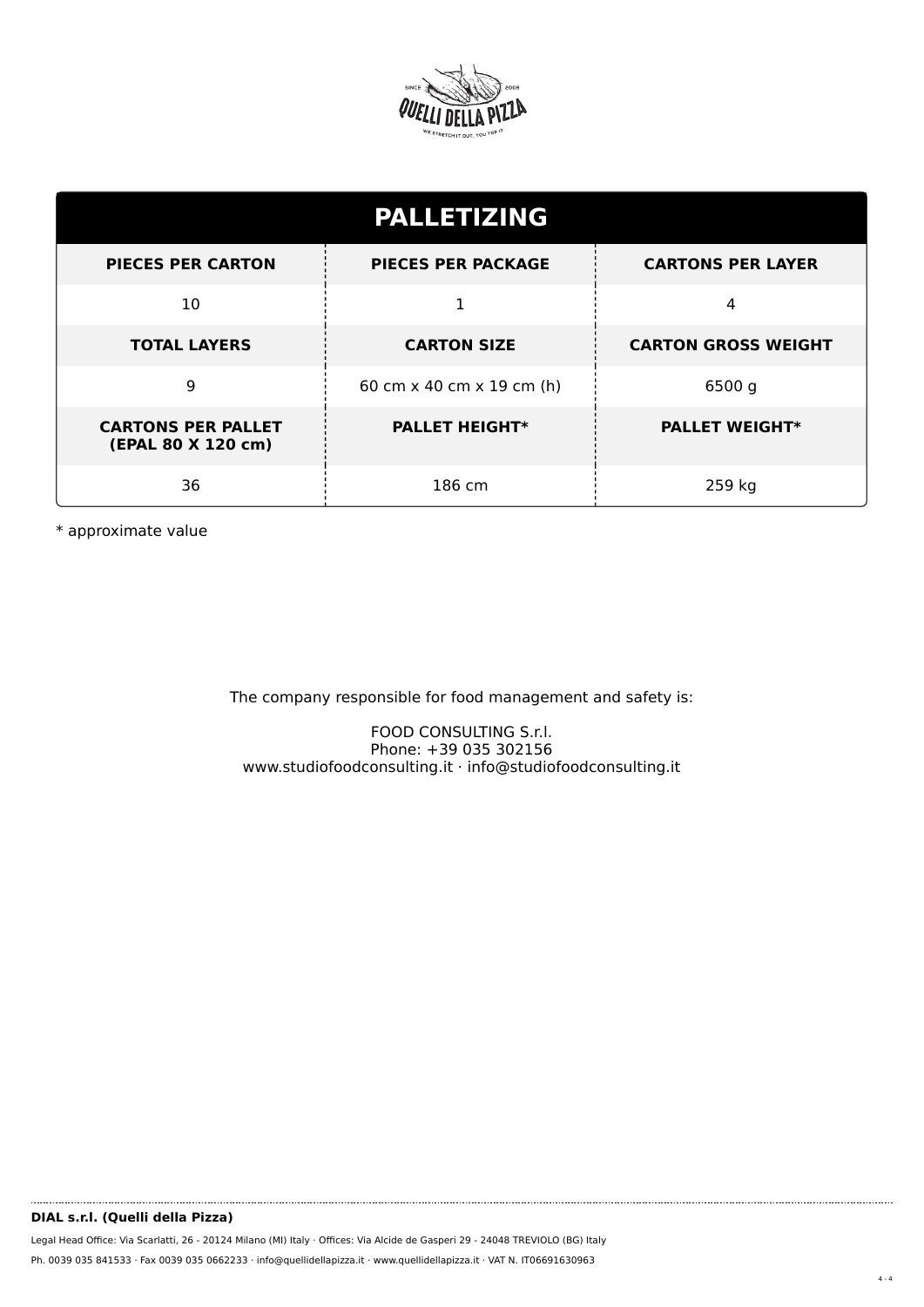## PALLETIZING

| PIECES PER CARTON | PIECES PER PACKAGE | CARTONS PER LAYER |
|---|---|---|
| 10 | 1 | 4 |
| **TOTAL LAYERS** | **CARTON SIZE** | **CARTON GROSS WEIGHT** |
| 9 | 60 cm x 40 cm x 19 cm (h) | 6500 g |
| **CARTONS PER PALLET (EPAL 80 X 120 cm)** | **PALLET HEIGHT*** | **PALLET WEIGHT*** |
| 36 | 186 cm | 259 kg |

* approximate value

The company responsible for food management and safety is:

FOOD CONSULTING S.r.l.
Phone: +39 035 302156
www.studiofoodconsulting.it · info@studiofoodconsulting.it

**DIAL s.r.l. (Quelli della Pizza)**

Legal Head Office: Via Scarlatti, 26 - 20124 Milano (MI) Italy · Offices: Via Alcide de Gasperi 29 - 24048 TREVIOLO (BG) Italy

Ph. 0039 035 841533 · Fax 0039 035 0662233 · info@quellidellapizza.it · www.quellidellapizza.it · VAT N. IT06691630963